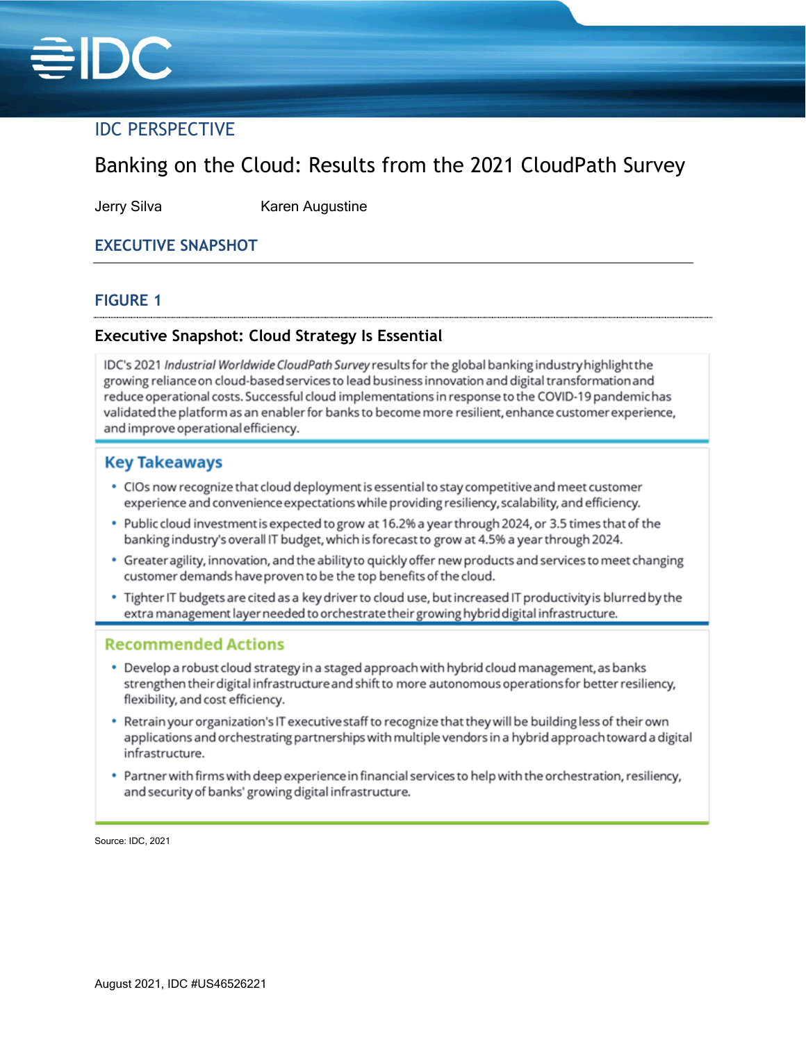IDC PERSPECTIVE

# Banking on the Cloud: Results from the 2021 CloudPath Survey

Jerry Silva Karen Augustine

## EXECUTIVE SNAPSHOT

### FIGURE 1

**Executive Snapshot: Cloud Strategy Is Essential**

IDC's 2021 *Industrial Worldwide CloudPath Survey* results for the global banking industry highlight the growing reliance on cloud-based services to lead business innovation and digital transformation and reduce operational costs. Successful cloud implementations in response to the COVID-19 pandemic has validated the platform as an enabler for banks to become more resilient, enhance customer experience, and improve operational efficiency.

**Key Takeaways**

- CIOs now recognize that cloud deployment is essential to stay competitive and meet customer experience and convenience expectations while providing resiliency, scalability, and efficiency.
- Public cloud investment is expected to grow at 16.2% a year through 2024, or 3.5 times that of the banking industry's overall IT budget, which is forecast to grow at 4.5% a year through 2024.
- Greater agility, innovation, and the ability to quickly offer new products and services to meet changing customer demands have proven to be the top benefits of the cloud.
- Tighter IT budgets are cited as a key driver to cloud use, but increased IT productivity is blurred by the extra management layer needed to orchestrate their growing hybrid digital infrastructure.

**Recommended Actions**

- Develop a robust cloud strategy in a staged approach with hybrid cloud management, as banks strengthen their digital infrastructure and shift to more autonomous operations for better resiliency, flexibility, and cost efficiency.
- Retrain your organization's IT executive staff to recognize that they will be building less of their own applications and orchestrating partnerships with multiple vendors in a hybrid approach toward a digital infrastructure.
- Partner with firms with deep experience in financial services to help with the orchestration, resiliency, and security of banks' growing digital infrastructure.

Source: IDC, 2021

August 2021, IDC #US46526221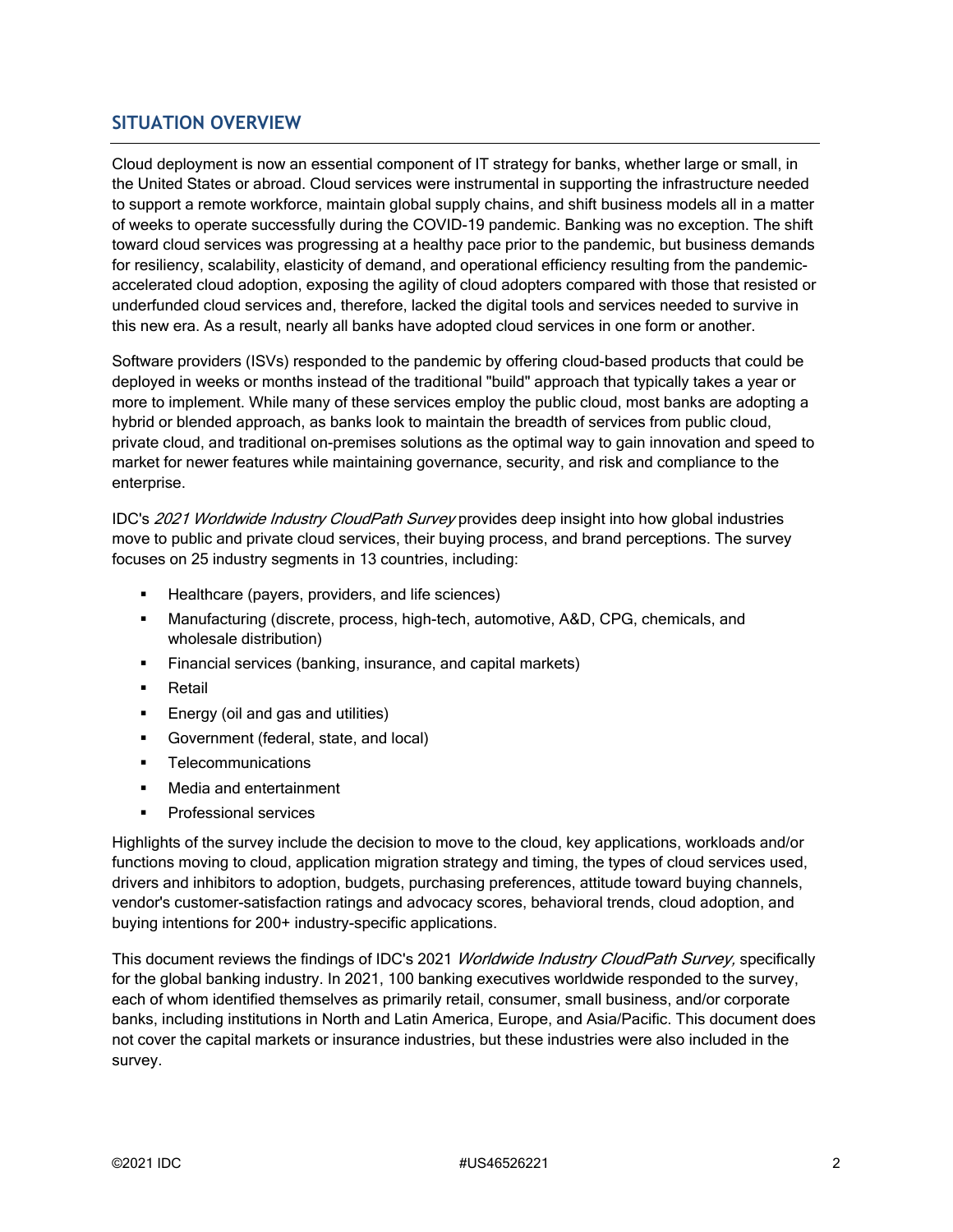## SITUATION OVERVIEW

Cloud deployment is now an essential component of IT strategy for banks, whether large or small, in the United States or abroad. Cloud services were instrumental in supporting the infrastructure needed to support a remote workforce, maintain global supply chains, and shift business models all in a matter of weeks to operate successfully during the COVID-19 pandemic. Banking was no exception. The shift toward cloud services was progressing at a healthy pace prior to the pandemic, but business demands for resiliency, scalability, elasticity of demand, and operational efficiency resulting from the pandemic-accelerated cloud adoption, exposing the agility of cloud adopters compared with those that resisted or underfunded cloud services and, therefore, lacked the digital tools and services needed to survive in this new era. As a result, nearly all banks have adopted cloud services in one form or another.

Software providers (ISVs) responded to the pandemic by offering cloud-based products that could be deployed in weeks or months instead of the traditional "build" approach that typically takes a year or more to implement. While many of these services employ the public cloud, most banks are adopting a hybrid or blended approach, as banks look to maintain the breadth of services from public cloud, private cloud, and traditional on-premises solutions as the optimal way to gain innovation and speed to market for newer features while maintaining governance, security, and risk and compliance to the enterprise.

IDC's *2021 Worldwide Industry CloudPath Survey* provides deep insight into how global industries move to public and private cloud services, their buying process, and brand perceptions. The survey focuses on 25 industry segments in 13 countries, including:

- Healthcare (payers, providers, and life sciences)
- Manufacturing (discrete, process, high-tech, automotive, A&D, CPG, chemicals, and wholesale distribution)
- Financial services (banking, insurance, and capital markets)
- Retail
- Energy (oil and gas and utilities)
- Government (federal, state, and local)
- Telecommunications
- Media and entertainment
- Professional services

Highlights of the survey include the decision to move to the cloud, key applications, workloads and/or functions moving to cloud, application migration strategy and timing, the types of cloud services used, drivers and inhibitors to adoption, budgets, purchasing preferences, attitude toward buying channels, vendor's customer-satisfaction ratings and advocacy scores, behavioral trends, cloud adoption, and buying intentions for 200+ industry-specific applications.

This document reviews the findings of IDC's 2021 *Worldwide Industry CloudPath Survey,* specifically for the global banking industry. In 2021, 100 banking executives worldwide responded to the survey, each of whom identified themselves as primarily retail, consumer, small business, and/or corporate banks, including institutions in North and Latin America, Europe, and Asia/Pacific. This document does not cover the capital markets or insurance industries, but these industries were also included in the survey.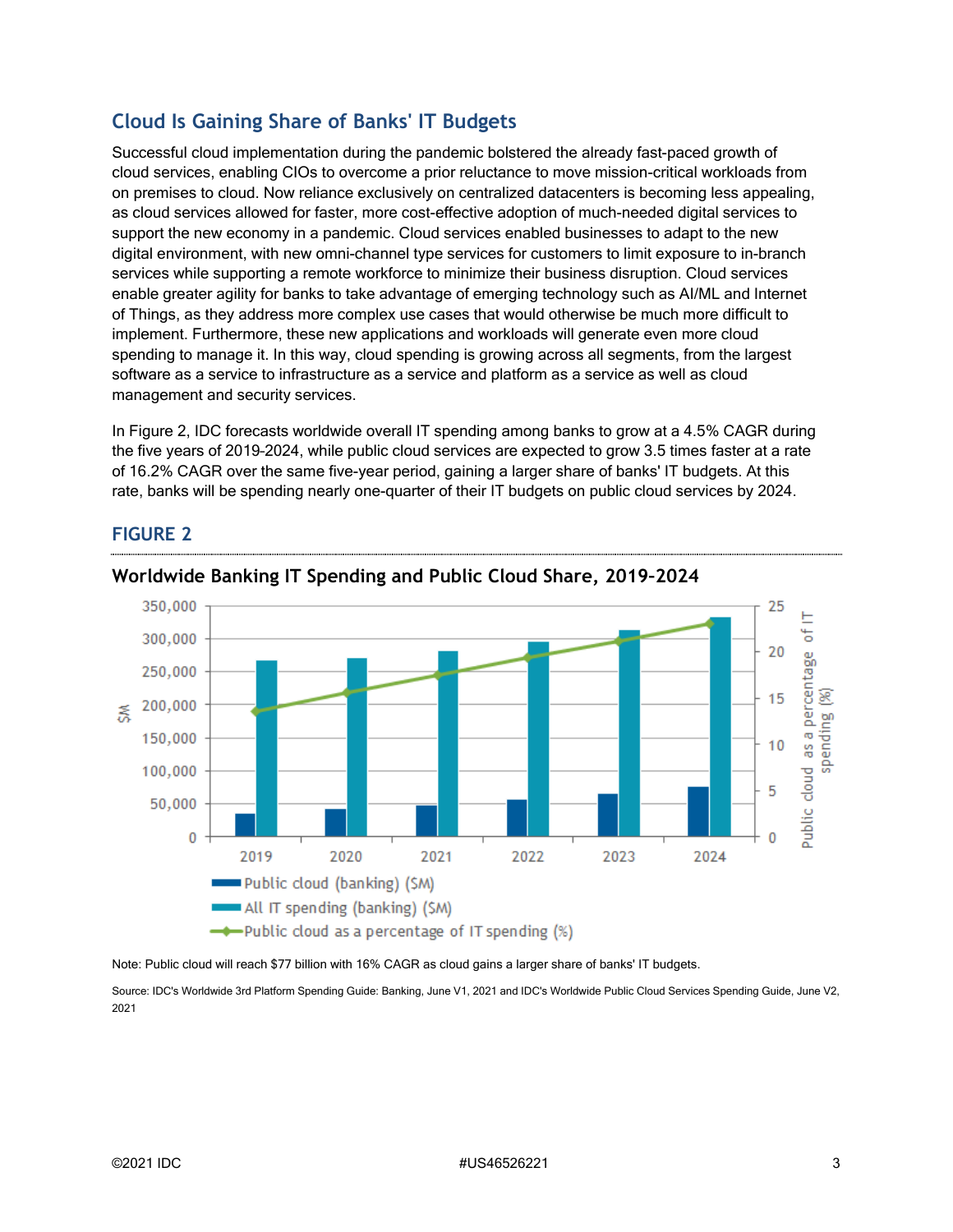## Cloud Is Gaining Share of Banks' IT Budgets

Successful cloud implementation during the pandemic bolstered the already fast-paced growth of cloud services, enabling CIOs to overcome a prior reluctance to move mission-critical workloads from on premises to cloud. Now reliance exclusively on centralized datacenters is becoming less appealing, as cloud services allowed for faster, more cost-effective adoption of much-needed digital services to support the new economy in a pandemic. Cloud services enabled businesses to adapt to the new digital environment, with new omni-channel type services for customers to limit exposure to in-branch services while supporting a remote workforce to minimize their business disruption. Cloud services enable greater agility for banks to take advantage of emerging technology such as AI/ML and Internet of Things, as they address more complex use cases that would otherwise be much more difficult to implement. Furthermore, these new applications and workloads will generate even more cloud spending to manage it. In this way, cloud spending is growing across all segments, from the largest software as a service to infrastructure as a service and platform as a service as well as cloud management and security services.

In Figure 2, IDC forecasts worldwide overall IT spending among banks to grow at a 4.5% CAGR during the five years of 2019–2024, while public cloud services are expected to grow 3.5 times faster at a rate of 16.2% CAGR over the same five-year period, gaining a larger share of banks' IT budgets. At this rate, banks will be spending nearly one-quarter of their IT budgets on public cloud services by 2024.

### FIGURE 2

**Worldwide Banking IT Spending and Public Cloud Share, 2019–2024**

Note: Public cloud will reach $77 billion with 16% CAGR as cloud gains a larger share of banks' IT budgets.

Source: IDC's Worldwide 3rd Platform Spending Guide: Banking, June V1, 2021 and IDC's Worldwide Public Cloud Services Spending Guide, June V2, 2021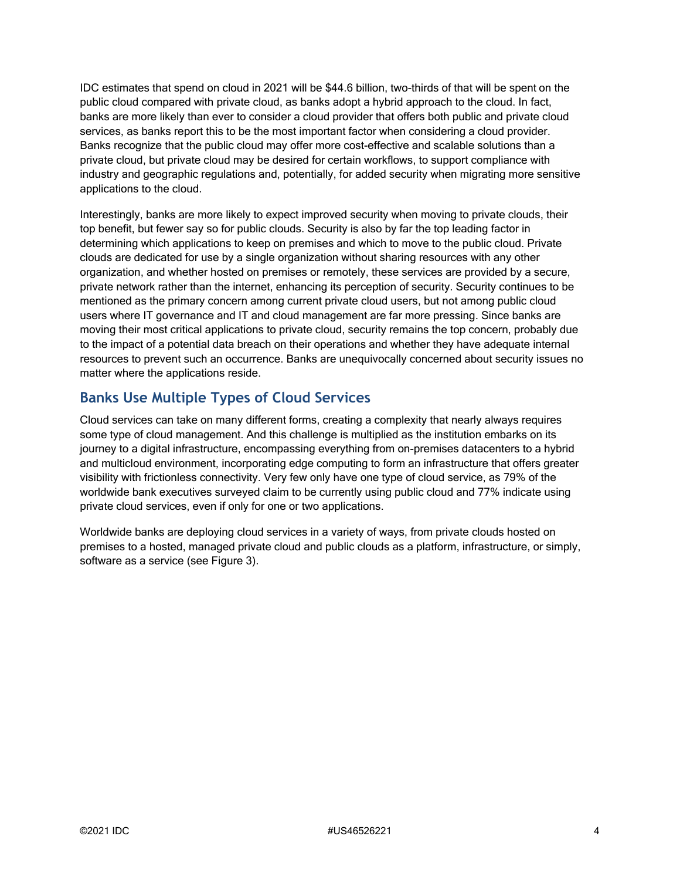IDC estimates that spend on cloud in 2021 will be $44.6 billion, two-thirds of that will be spent on the public cloud compared with private cloud, as banks adopt a hybrid approach to the cloud. In fact, banks are more likely than ever to consider a cloud provider that offers both public and private cloud services, as banks report this to be the most important factor when considering a cloud provider. Banks recognize that the public cloud may offer more cost-effective and scalable solutions than a private cloud, but private cloud may be desired for certain workflows, to support compliance with industry and geographic regulations and, potentially, for added security when migrating more sensitive applications to the cloud.

Interestingly, banks are more likely to expect improved security when moving to private clouds, their top benefit, but fewer say so for public clouds. Security is also by far the top leading factor in determining which applications to keep on premises and which to move to the public cloud. Private clouds are dedicated for use by a single organization without sharing resources with any other organization, and whether hosted on premises or remotely, these services are provided by a secure, private network rather than the internet, enhancing its perception of security. Security continues to be mentioned as the primary concern among current private cloud users, but not among public cloud users where IT governance and IT and cloud management are far more pressing. Since banks are moving their most critical applications to private cloud, security remains the top concern, probably due to the impact of a potential data breach on their operations and whether they have adequate internal resources to prevent such an occurrence. Banks are unequivocally concerned about security issues no matter where the applications reside.

## Banks Use Multiple Types of Cloud Services

Cloud services can take on many different forms, creating a complexity that nearly always requires some type of cloud management. And this challenge is multiplied as the institution embarks on its journey to a digital infrastructure, encompassing everything from on-premises datacenters to a hybrid and multicloud environment, incorporating edge computing to form an infrastructure that offers greater visibility with frictionless connectivity. Very few only have one type of cloud service, as 79% of the worldwide bank executives surveyed claim to be currently using public cloud and 77% indicate using private cloud services, even if only for one or two applications.

Worldwide banks are deploying cloud services in a variety of ways, from private clouds hosted on premises to a hosted, managed private cloud and public clouds as a platform, infrastructure, or simply, software as a service (see Figure 3).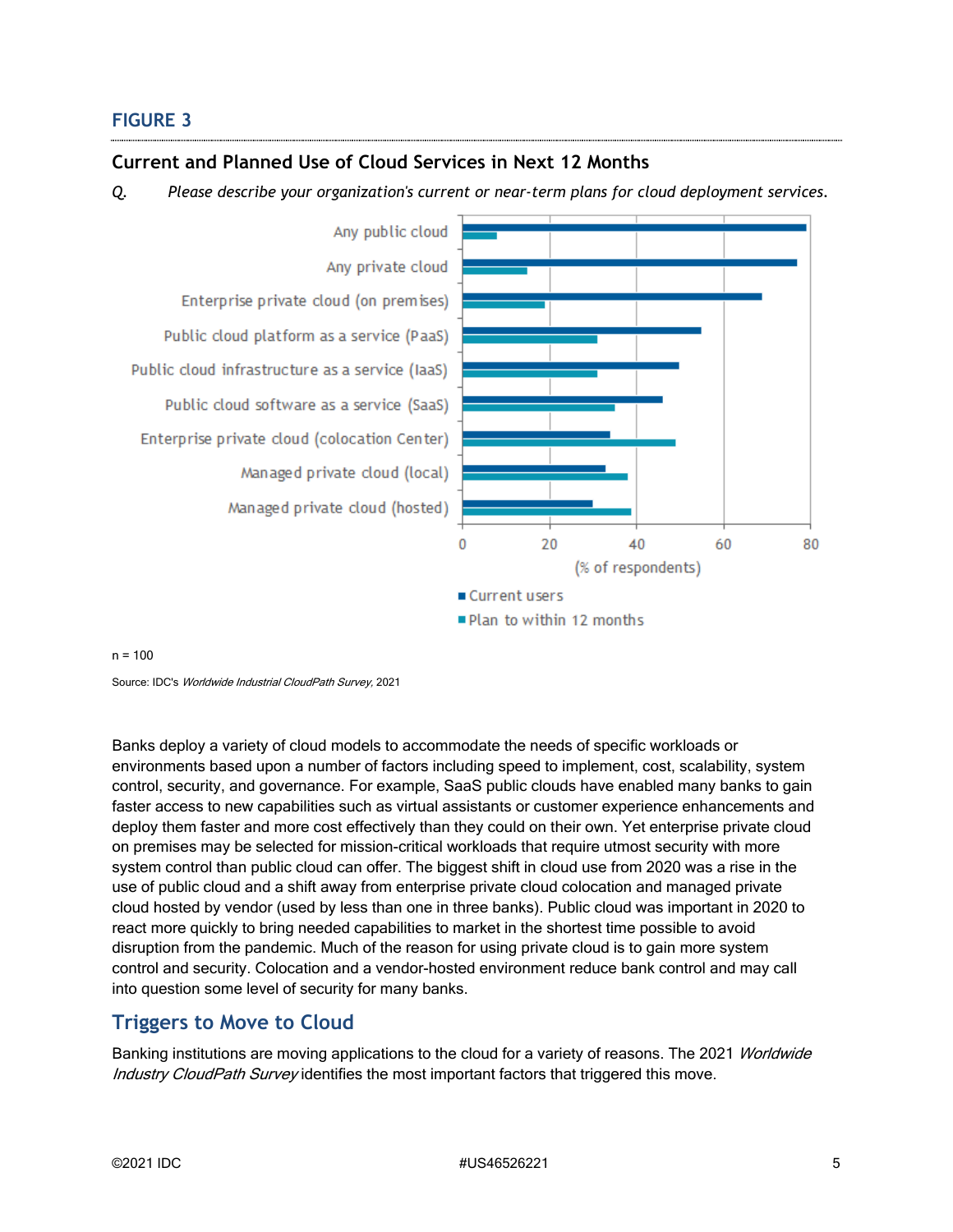**FIGURE 3**

**Current and Planned Use of Cloud Services in Next 12 Months**

*Q. Please describe your organization's current or near-term plans for cloud deployment services.*

n = 100

Source: IDC's *Worldwide Industrial CloudPath Survey*, 2021

Banks deploy a variety of cloud models to accommodate the needs of specific workloads or environments based upon a number of factors including speed to implement, cost, scalability, system control, security, and governance. For example, SaaS public clouds have enabled many banks to gain faster access to new capabilities such as virtual assistants or customer experience enhancements and deploy them faster and more cost effectively than they could on their own. Yet enterprise private cloud on premises may be selected for mission-critical workloads that require utmost security with more system control than public cloud can offer. The biggest shift in cloud use from 2020 was a rise in the use of public cloud and a shift away from enterprise private cloud colocation and managed private cloud hosted by vendor (used by less than one in three banks). Public cloud was important in 2020 to react more quickly to bring needed capabilities to market in the shortest time possible to avoid disruption from the pandemic. Much of the reason for using private cloud is to gain more system control and security. Colocation and a vendor-hosted environment reduce bank control and may call into question some level of security for many banks.

## Triggers to Move to Cloud

Banking institutions are moving applications to the cloud for a variety of reasons. The 2021 *Worldwide Industry CloudPath Survey* identifies the most important factors that triggered this move.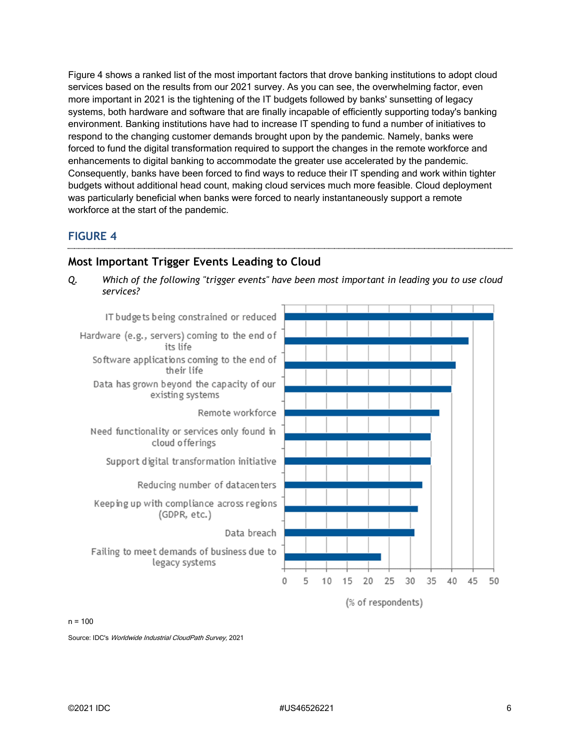Figure 4 shows a ranked list of the most important factors that drove banking institutions to adopt cloud services based on the results from our 2021 survey. As you can see, the overwhelming factor, even more important in 2021 is the tightening of the IT budgets followed by banks' sunsetting of legacy systems, both hardware and software that are finally incapable of efficiently supporting today's banking environment. Banking institutions have had to increase IT spending to fund a number of initiatives to respond to the changing customer demands brought upon by the pandemic. Namely, banks were forced to fund the digital transformation required to support the changes in the remote workforce and enhancements to digital banking to accommodate the greater use accelerated by the pandemic. Consequently, banks have been forced to find ways to reduce their IT spending and work within tighter budgets without additional head count, making cloud services much more feasible. Cloud deployment was particularly beneficial when banks were forced to nearly instantaneously support a remote workforce at the start of the pandemic.

## FIGURE 4

### Most Important Trigger Events Leading to Cloud

*Q. Which of the following "trigger events" have been most important in leading you to use cloud services?*

| Trigger event | % of respondents (approx.) |
|---|---|
| IT budgets being constrained or reduced | 50 |
| Hardware (e.g., servers) coming to the end of its life | 44 |
| Software applications coming to the end of their life | 41 |
| Data has grown beyond the capacity of our existing systems | 40 |
| Remote workforce | 37 |
| Need functionality or services only found in cloud offerings | 35 |
| Support digital transformation initiative | 35 |
| Reducing number of datacenters | 33 |
| Keeping up with compliance across regions (GDPR, etc.) | 32 |
| Data breach | 31 |
| Failing to meet demands of business due to legacy systems | 23 |

(% of respondents)

n = 100

Source: IDC's *Worldwide Industrial CloudPath Survey*, 2021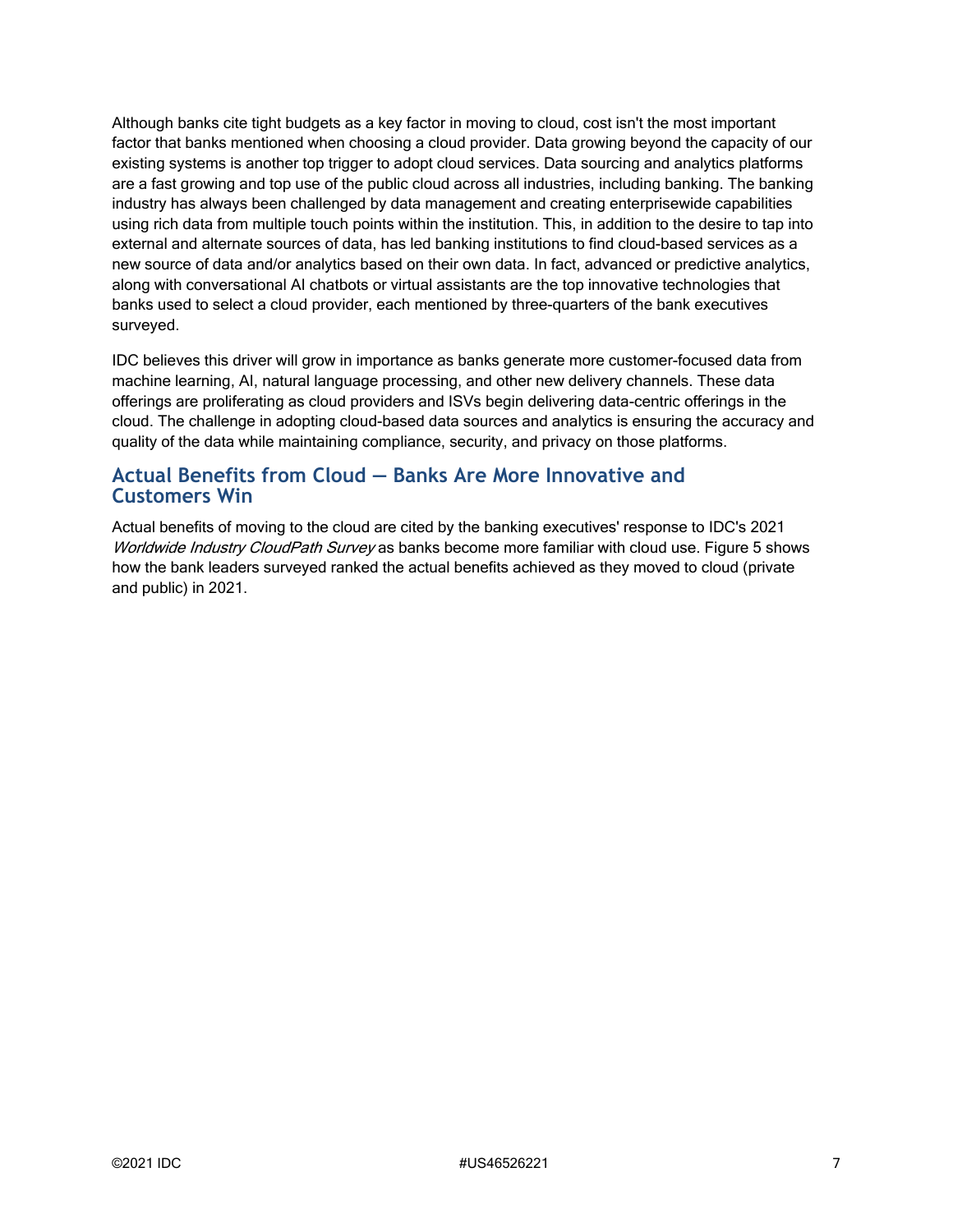Although banks cite tight budgets as a key factor in moving to cloud, cost isn't the most important factor that banks mentioned when choosing a cloud provider. Data growing beyond the capacity of our existing systems is another top trigger to adopt cloud services. Data sourcing and analytics platforms are a fast growing and top use of the public cloud across all industries, including banking. The banking industry has always been challenged by data management and creating enterprisewide capabilities using rich data from multiple touch points within the institution. This, in addition to the desire to tap into external and alternate sources of data, has led banking institutions to find cloud-based services as a new source of data and/or analytics based on their own data. In fact, advanced or predictive analytics, along with conversational AI chatbots or virtual assistants are the top innovative technologies that banks used to select a cloud provider, each mentioned by three-quarters of the bank executives surveyed.

IDC believes this driver will grow in importance as banks generate more customer-focused data from machine learning, AI, natural language processing, and other new delivery channels. These data offerings are proliferating as cloud providers and ISVs begin delivering data-centric offerings in the cloud. The challenge in adopting cloud-based data sources and analytics is ensuring the accuracy and quality of the data while maintaining compliance, security, and privacy on those platforms.

## Actual Benefits from Cloud — Banks Are More Innovative and Customers Win

Actual benefits of moving to the cloud are cited by the banking executives' response to IDC's 2021 *Worldwide Industry CloudPath Survey* as banks become more familiar with cloud use. Figure 5 shows how the bank leaders surveyed ranked the actual benefits achieved as they moved to cloud (private and public) in 2021.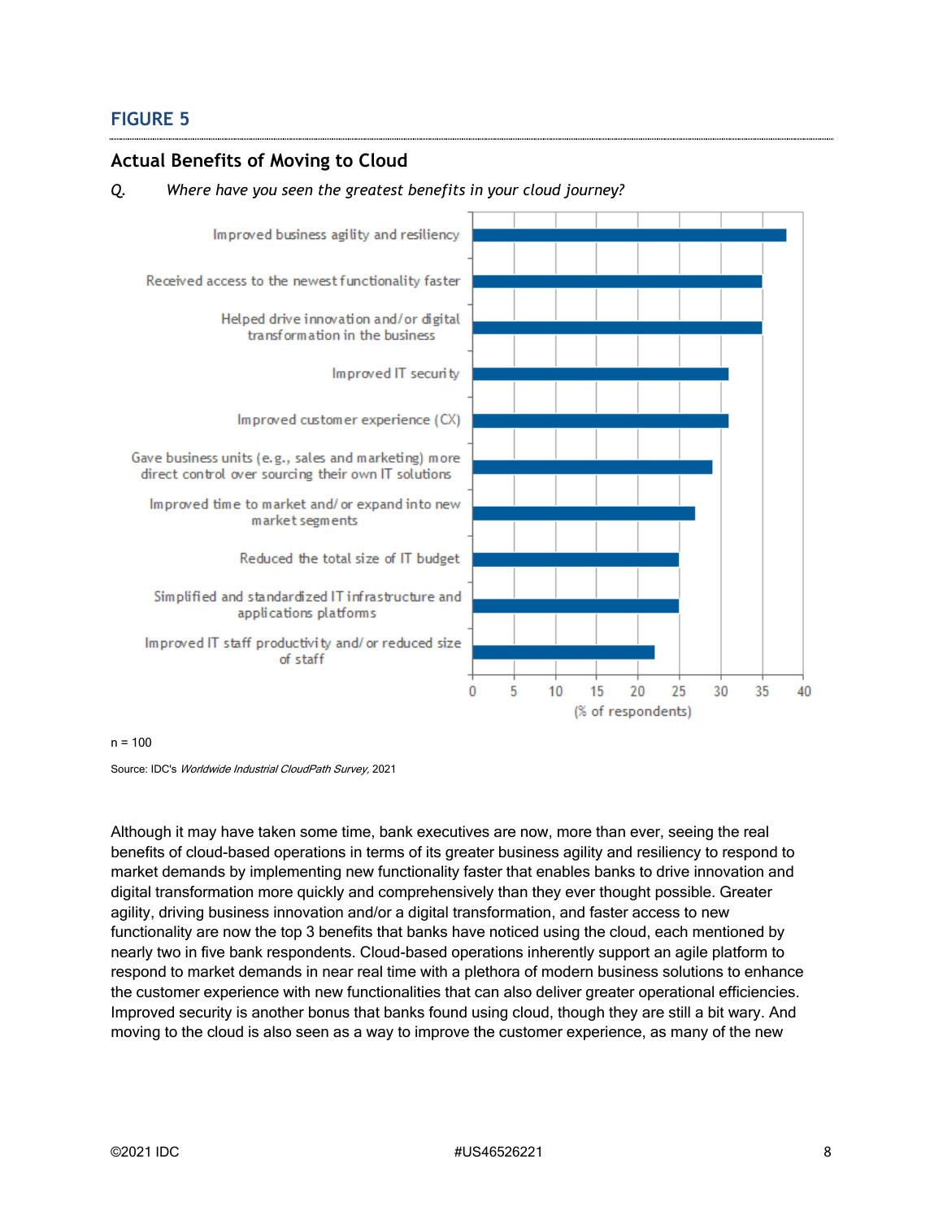## FIGURE 5

### Actual Benefits of Moving to Cloud

*Q. Where have you seen the greatest benefits in your cloud journey?*

- Improved business agility and resiliency
- Received access to the newest functionality faster
- Helped drive innovation and/or digital transformation in the business
- Improved IT security
- Improved customer experience (CX)
- Gave business units (e.g., sales and marketing) more direct control over sourcing their own IT solutions
- Improved time to market and/or expand into new market segments
- Reduced the total size of IT budget
- Simplified and standardized IT infrastructure and applications platforms
- Improved IT staff productivity and/or reduced size of staff

(% of respondents)

n = 100

Source: IDC's *Worldwide Industrial CloudPath Survey*, 2021

Although it may have taken some time, bank executives are now, more than ever, seeing the real benefits of cloud-based operations in terms of its greater business agility and resiliency to respond to market demands by implementing new functionality faster that enables banks to drive innovation and digital transformation more quickly and comprehensively than they ever thought possible. Greater agility, driving business innovation and/or a digital transformation, and faster access to new functionality are now the top 3 benefits that banks have noticed using the cloud, each mentioned by nearly two in five bank respondents. Cloud-based operations inherently support an agile platform to respond to market demands in near real time with a plethora of modern business solutions to enhance the customer experience with new functionalities that can also deliver greater operational efficiencies. Improved security is another bonus that banks found using cloud, though they are still a bit wary. And moving to the cloud is also seen as a way to improve the customer experience, as many of the new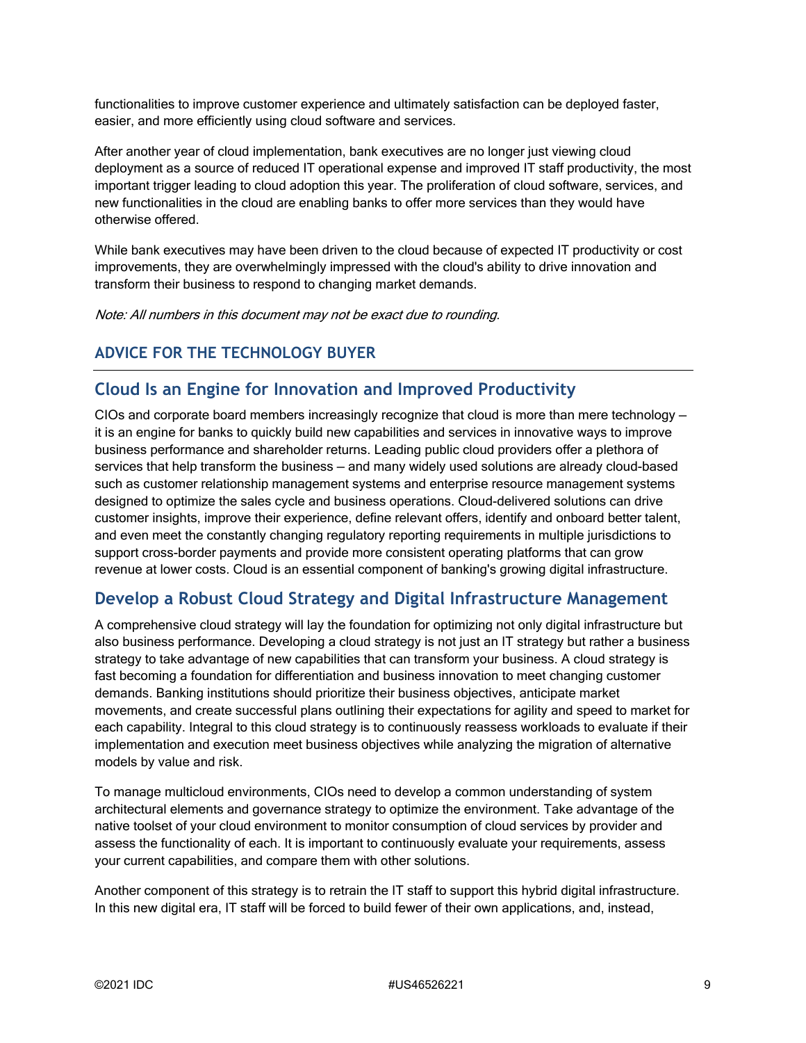functionalities to improve customer experience and ultimately satisfaction can be deployed faster, easier, and more efficiently using cloud software and services.

After another year of cloud implementation, bank executives are no longer just viewing cloud deployment as a source of reduced IT operational expense and improved IT staff productivity, the most important trigger leading to cloud adoption this year. The proliferation of cloud software, services, and new functionalities in the cloud are enabling banks to offer more services than they would have otherwise offered.

While bank executives may have been driven to the cloud because of expected IT productivity or cost improvements, they are overwhelmingly impressed with the cloud's ability to drive innovation and transform their business to respond to changing market demands.

*Note: All numbers in this document may not be exact due to rounding.*

## ADVICE FOR THE TECHNOLOGY BUYER

### Cloud Is an Engine for Innovation and Improved Productivity

CIOs and corporate board members increasingly recognize that cloud is more than mere technology — it is an engine for banks to quickly build new capabilities and services in innovative ways to improve business performance and shareholder returns. Leading public cloud providers offer a plethora of services that help transform the business — and many widely used solutions are already cloud-based such as customer relationship management systems and enterprise resource management systems designed to optimize the sales cycle and business operations. Cloud-delivered solutions can drive customer insights, improve their experience, define relevant offers, identify and onboard better talent, and even meet the constantly changing regulatory reporting requirements in multiple jurisdictions to support cross-border payments and provide more consistent operating platforms that can grow revenue at lower costs. Cloud is an essential component of banking's growing digital infrastructure.

### Develop a Robust Cloud Strategy and Digital Infrastructure Management

A comprehensive cloud strategy will lay the foundation for optimizing not only digital infrastructure but also business performance. Developing a cloud strategy is not just an IT strategy but rather a business strategy to take advantage of new capabilities that can transform your business. A cloud strategy is fast becoming a foundation for differentiation and business innovation to meet changing customer demands. Banking institutions should prioritize their business objectives, anticipate market movements, and create successful plans outlining their expectations for agility and speed to market for each capability. Integral to this cloud strategy is to continuously reassess workloads to evaluate if their implementation and execution meet business objectives while analyzing the migration of alternative models by value and risk.

To manage multicloud environments, CIOs need to develop a common understanding of system architectural elements and governance strategy to optimize the environment. Take advantage of the native toolset of your cloud environment to monitor consumption of cloud services by provider and assess the functionality of each. It is important to continuously evaluate your requirements, assess your current capabilities, and compare them with other solutions.

Another component of this strategy is to retrain the IT staff to support this hybrid digital infrastructure. In this new digital era, IT staff will be forced to build fewer of their own applications, and, instead,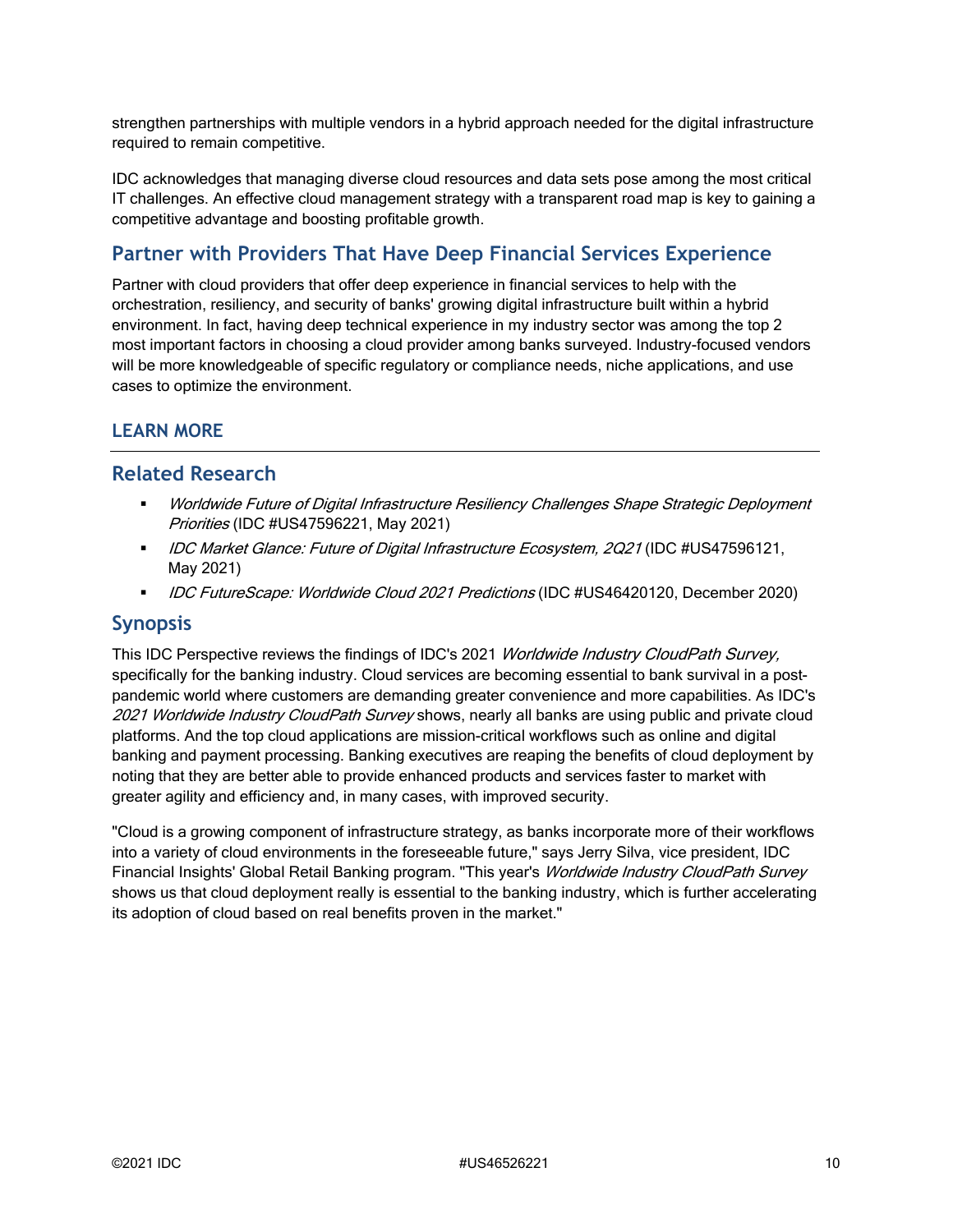strengthen partnerships with multiple vendors in a hybrid approach needed for the digital infrastructure required to remain competitive.

IDC acknowledges that managing diverse cloud resources and data sets pose among the most critical IT challenges. An effective cloud management strategy with a transparent road map is key to gaining a competitive advantage and boosting profitable growth.

## Partner with Providers That Have Deep Financial Services Experience

Partner with cloud providers that offer deep experience in financial services to help with the orchestration, resiliency, and security of banks' growing digital infrastructure built within a hybrid environment. In fact, having deep technical experience in my industry sector was among the top 2 most important factors in choosing a cloud provider among banks surveyed. Industry-focused vendors will be more knowledgeable of specific regulatory or compliance needs, niche applications, and use cases to optimize the environment.

# LEARN MORE

## Related Research

- *Worldwide Future of Digital Infrastructure Resiliency Challenges Shape Strategic Deployment Priorities* (IDC #US47596221, May 2021)
- *IDC Market Glance: Future of Digital Infrastructure Ecosystem, 2Q21* (IDC #US47596121, May 2021)
- *IDC FutureScape: Worldwide Cloud 2021 Predictions* (IDC #US46420120, December 2020)

## Synopsis

This IDC Perspective reviews the findings of IDC's 2021 *Worldwide Industry CloudPath Survey,* specifically for the banking industry. Cloud services are becoming essential to bank survival in a post-pandemic world where customers are demanding greater convenience and more capabilities. As IDC's *2021 Worldwide Industry CloudPath Survey* shows, nearly all banks are using public and private cloud platforms. And the top cloud applications are mission-critical workflows such as online and digital banking and payment processing. Banking executives are reaping the benefits of cloud deployment by noting that they are better able to provide enhanced products and services faster to market with greater agility and efficiency and, in many cases, with improved security.

"Cloud is a growing component of infrastructure strategy, as banks incorporate more of their workflows into a variety of cloud environments in the foreseeable future," says Jerry Silva, vice president, IDC Financial Insights' Global Retail Banking program. "This year's *Worldwide Industry CloudPath Survey* shows us that cloud deployment really is essential to the banking industry, which is further accelerating its adoption of cloud based on real benefits proven in the market."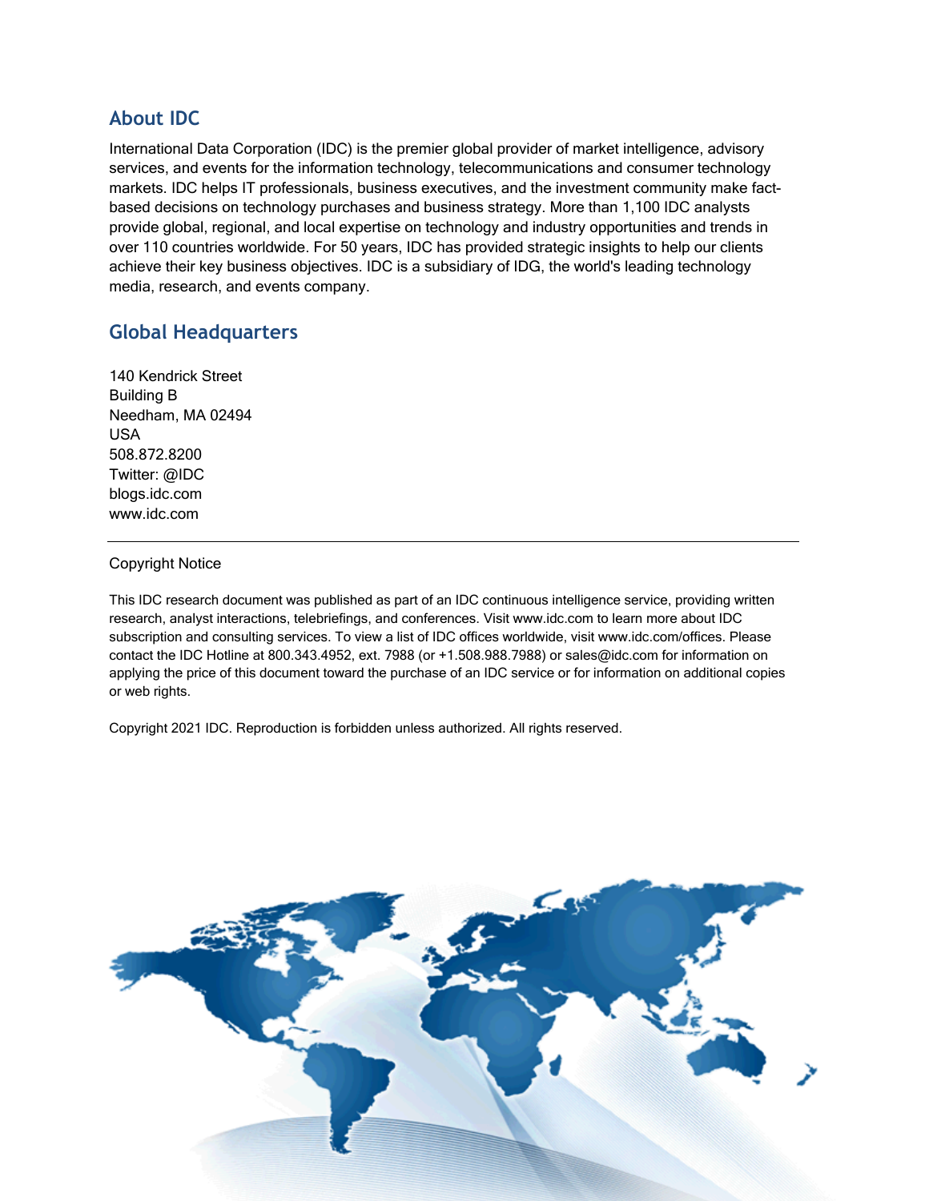## About IDC

International Data Corporation (IDC) is the premier global provider of market intelligence, advisory services, and events for the information technology, telecommunications and consumer technology markets. IDC helps IT professionals, business executives, and the investment community make fact-based decisions on technology purchases and business strategy. More than 1,100 IDC analysts provide global, regional, and local expertise on technology and industry opportunities and trends in over 110 countries worldwide. For 50 years, IDC has provided strategic insights to help our clients achieve their key business objectives. IDC is a subsidiary of IDG, the world's leading technology media, research, and events company.

## Global Headquarters

140 Kendrick Street
Building B
Needham, MA 02494
USA
508.872.8200
Twitter: @IDC
blogs.idc.com
www.idc.com

---

Copyright Notice

This IDC research document was published as part of an IDC continuous intelligence service, providing written research, analyst interactions, telebriefings, and conferences. Visit www.idc.com to learn more about IDC subscription and consulting services. To view a list of IDC offices worldwide, visit www.idc.com/offices. Please contact the IDC Hotline at 800.343.4952, ext. 7988 (or +1.508.988.7988) or sales@idc.com for information on applying the price of this document toward the purchase of an IDC service or for information on additional copies or web rights.

Copyright 2021 IDC. Reproduction is forbidden unless authorized. All rights reserved.